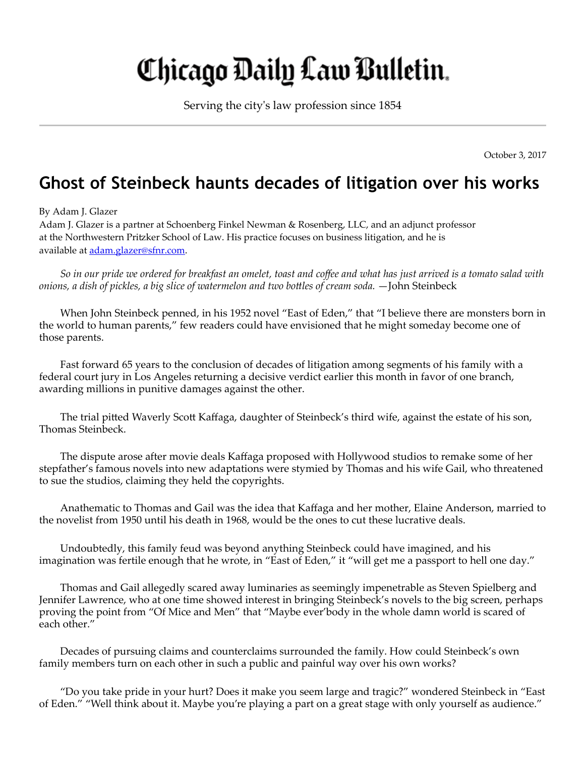# Chicago Daily Law Bulletin.

Serving the city's law profession since 1854

October 3, 2017

## Ghost of Steinbeck haunts decades of litigation over his works

By Adam J. Glazer

Adam J. Glazer is a partner at Schoenberg Finkel Newman & Rosenberg, LLC, and an adjunct professor at the Northwestern Pritzker School of Law. His practice focuses on business litigation, and he is available at adam.glazer@sfnr.com.

*So in our pride we ordered for breakfast an omelet, toast and coffee and what has just arrived is a tomato salad with onions, a dish of pickles, a big slice of watermelon and two bottles of cream soda.* —John Steinbeck

When John Steinbeck penned, in his 1952 novel "East of Eden," that "I believe there are monsters born in the world to human parents," few readers could have envisioned that he might someday become one of those parents.

Fast forward 65 years to the conclusion of decades of litigation among segments of his family with a federal court jury in Los Angeles returning a decisive verdict earlier this month in favor of one branch, awarding millions in punitive damages against the other.

The trial pitted Waverly Scott Kaffaga, daughter of Steinbeck's third wife, against the estate of his son, Thomas Steinbeck.

The dispute arose after movie deals Kaffaga proposed with Hollywood studios to remake some of her stepfather's famous novels into new adaptations were stymied by Thomas and his wife Gail, who threatened to sue the studios, claiming they held the copyrights.

Anathematic to Thomas and Gail was the idea that Kaffaga and her mother, Elaine Anderson, married to the novelist from 1950 until his death in 1968, would be the ones to cut these lucrative deals.

Undoubtedly, this family feud was beyond anything Steinbeck could have imagined, and his imagination was fertile enough that he wrote, in "East of Eden," it "will get me a passport to hell one day."

Thomas and Gail allegedly scared away luminaries as seemingly impenetrable as Steven Spielberg and Jennifer Lawrence, who at one time showed interest in bringing Steinbeck's novels to the big screen, perhaps proving the point from "Of Mice and Men" that "Maybe ever'body in the whole damn world is scared of each other."

Decades of pursuing claims and counterclaims surrounded the family. How could Steinbeck's own family members turn on each other in such a public and painful way over his own works?

"Do you take pride in your hurt? Does it make you seem large and tragic?" wondered Steinbeck in "East of Eden." "Well think about it. Maybe you're playing a part on a great stage with only yourself as audience."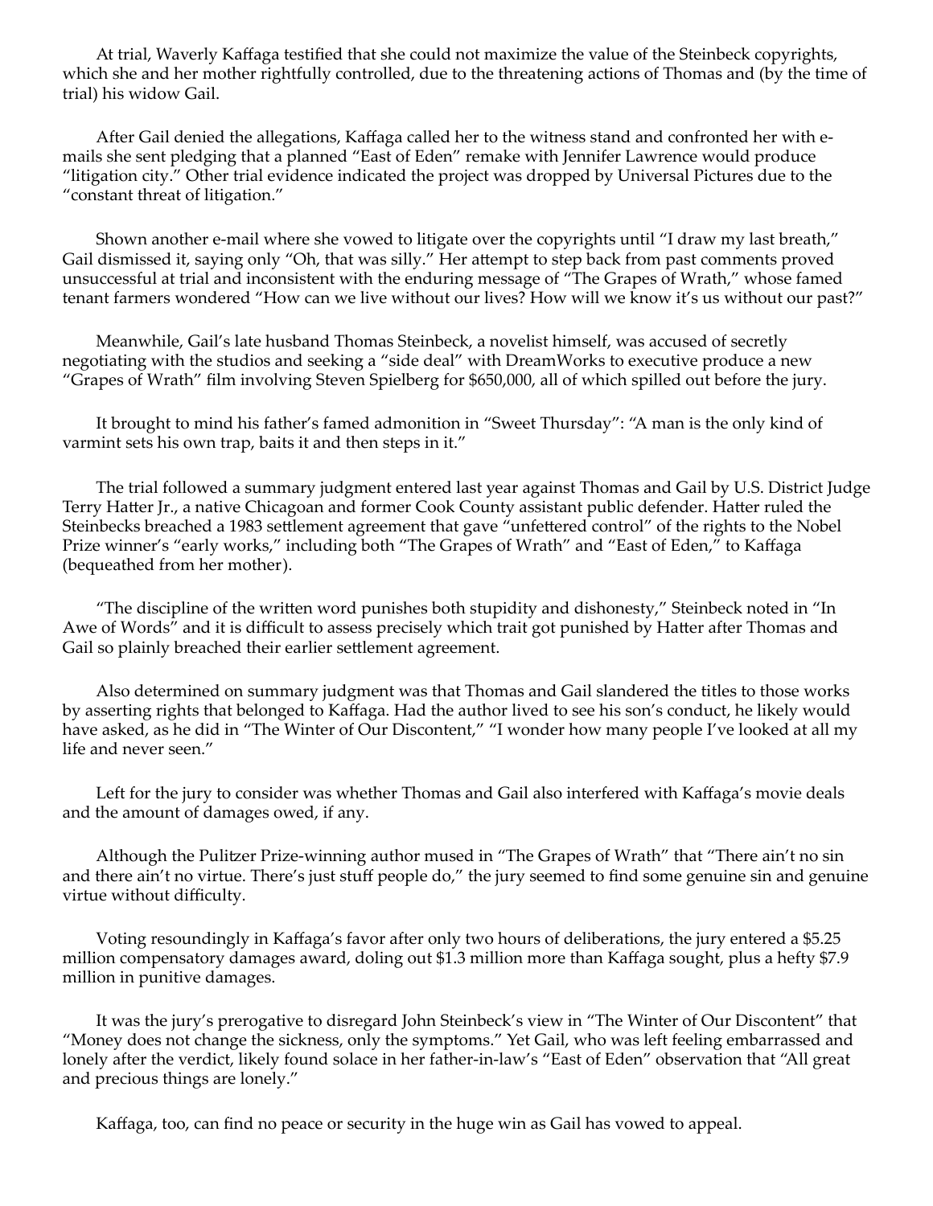At trial, Waverly Kaffaga testified that she could not maximize the value of the Steinbeck copyrights, which she and her mother rightfully controlled, due to the threatening actions of Thomas and (by the time of trial) his widow Gail.

After Gail denied the allegations, Kaffaga called her to the witness stand and confronted her with e-mails she sent pledging that a planned "East of Eden" remake with Jennifer Lawrence would produce "litigation city." Other trial evidence indicated the project was dropped by Universal Pictures due to the "constant threat of litigation."

Shown another e-mail where she vowed to litigate over the copyrights until "I draw my last breath," Gail dismissed it, saying only "Oh, that was silly." Her attempt to step back from past comments proved unsuccessful at trial and inconsistent with the enduring message of "The Grapes of Wrath," whose famed tenant farmers wondered "How can we live without our lives? How will we know it's us without our past?"

Meanwhile, Gail's late husband Thomas Steinbeck, a novelist himself, was accused of secretly negotiating with the studios and seeking a "side deal" with DreamWorks to executive produce a new "Grapes of Wrath" film involving Steven Spielberg for $650,000, all of which spilled out before the jury.

It brought to mind his father's famed admonition in "Sweet Thursday": "A man is the only kind of varmint sets his own trap, baits it and then steps in it."

The trial followed a summary judgment entered last year against Thomas and Gail by U.S. District Judge Terry Hatter Jr., a native Chicagoan and former Cook County assistant public defender. Hatter ruled the Steinbecks breached a 1983 settlement agreement that gave "unfettered control" of the rights to the Nobel Prize winner's "early works," including both "The Grapes of Wrath" and "East of Eden," to Kaffaga (bequeathed from her mother).

"The discipline of the written word punishes both stupidity and dishonesty," Steinbeck noted in "In Awe of Words" and it is difficult to assess precisely which trait got punished by Hatter after Thomas and Gail so plainly breached their earlier settlement agreement.

Also determined on summary judgment was that Thomas and Gail slandered the titles to those works by asserting rights that belonged to Kaffaga. Had the author lived to see his son's conduct, he likely would have asked, as he did in "The Winter of Our Discontent," "I wonder how many people I've looked at all my life and never seen."

Left for the jury to consider was whether Thomas and Gail also interfered with Kaffaga's movie deals and the amount of damages owed, if any.

Although the Pulitzer Prize-winning author mused in "The Grapes of Wrath" that "There ain't no sin and there ain't no virtue. There's just stuff people do," the jury seemed to find some genuine sin and genuine virtue without difficulty.

Voting resoundingly in Kaffaga's favor after only two hours of deliberations, the jury entered a $5.25 million compensatory damages award, doling out $1.3 million more than Kaffaga sought, plus a hefty $7.9 million in punitive damages.

It was the jury's prerogative to disregard John Steinbeck's view in "The Winter of Our Discontent" that "Money does not change the sickness, only the symptoms." Yet Gail, who was left feeling embarrassed and lonely after the verdict, likely found solace in her father-in-law's "East of Eden" observation that "All great and precious things are lonely."

Kaffaga, too, can find no peace or security in the huge win as Gail has vowed to appeal.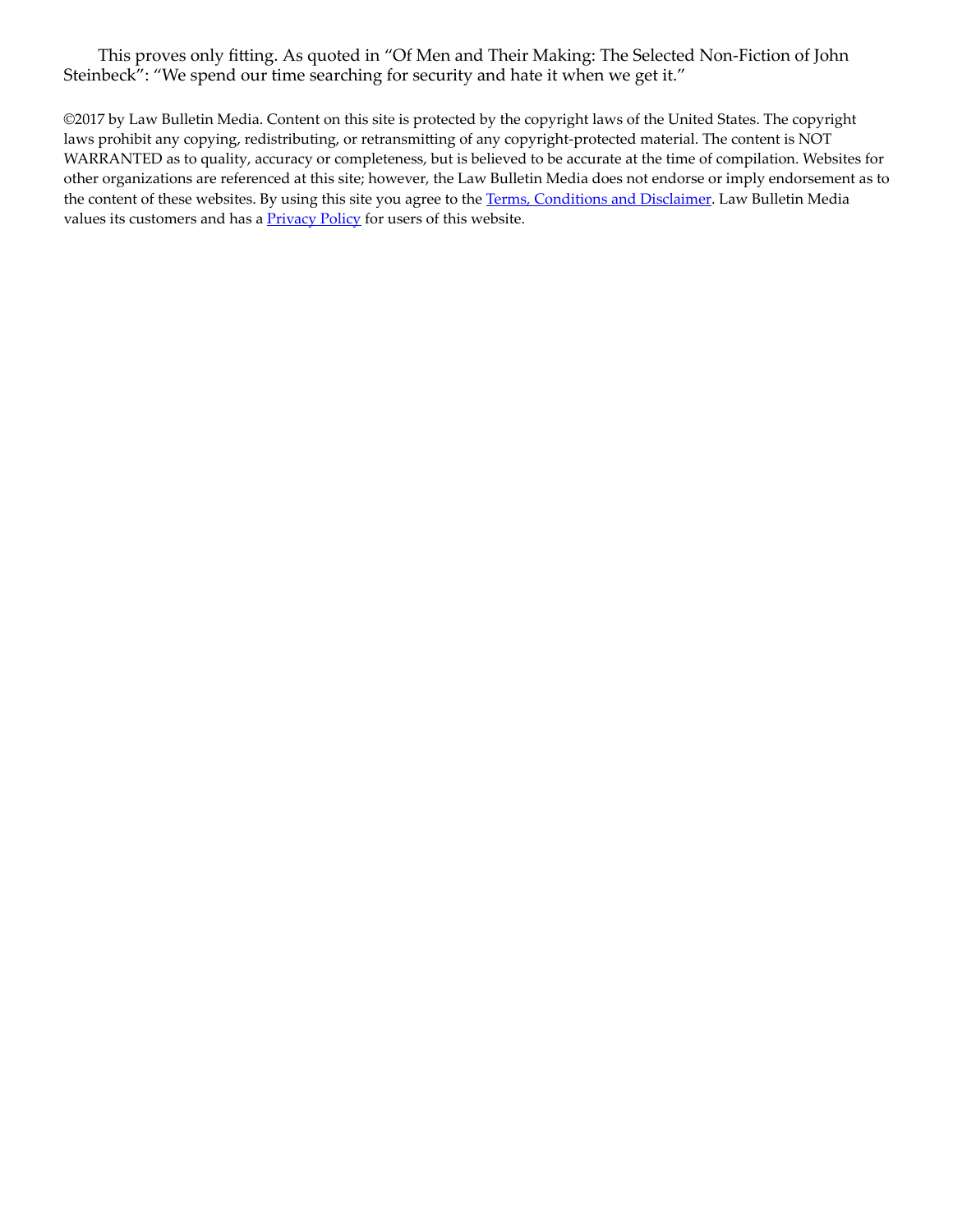This proves only fitting. As quoted in “Of Men and Their Making: The Selected Non-Fiction of John Steinbeck”: “We spend our time searching for security and hate it when we get it.”

©2017 by Law Bulletin Media. Content on this site is protected by the copyright laws of the United States. The copyright laws prohibit any copying, redistributing, or retransmitting of any copyright-protected material. The content is NOT WARRANTED as to quality, accuracy or completeness, but is believed to be accurate at the time of compilation. Websites for other organizations are referenced at this site; however, the Law Bulletin Media does not endorse or imply endorsement as to the content of these websites. By using this site you agree to the Terms, Conditions and Disclaimer. Law Bulletin Media values its customers and has a Privacy Policy for users of this website.